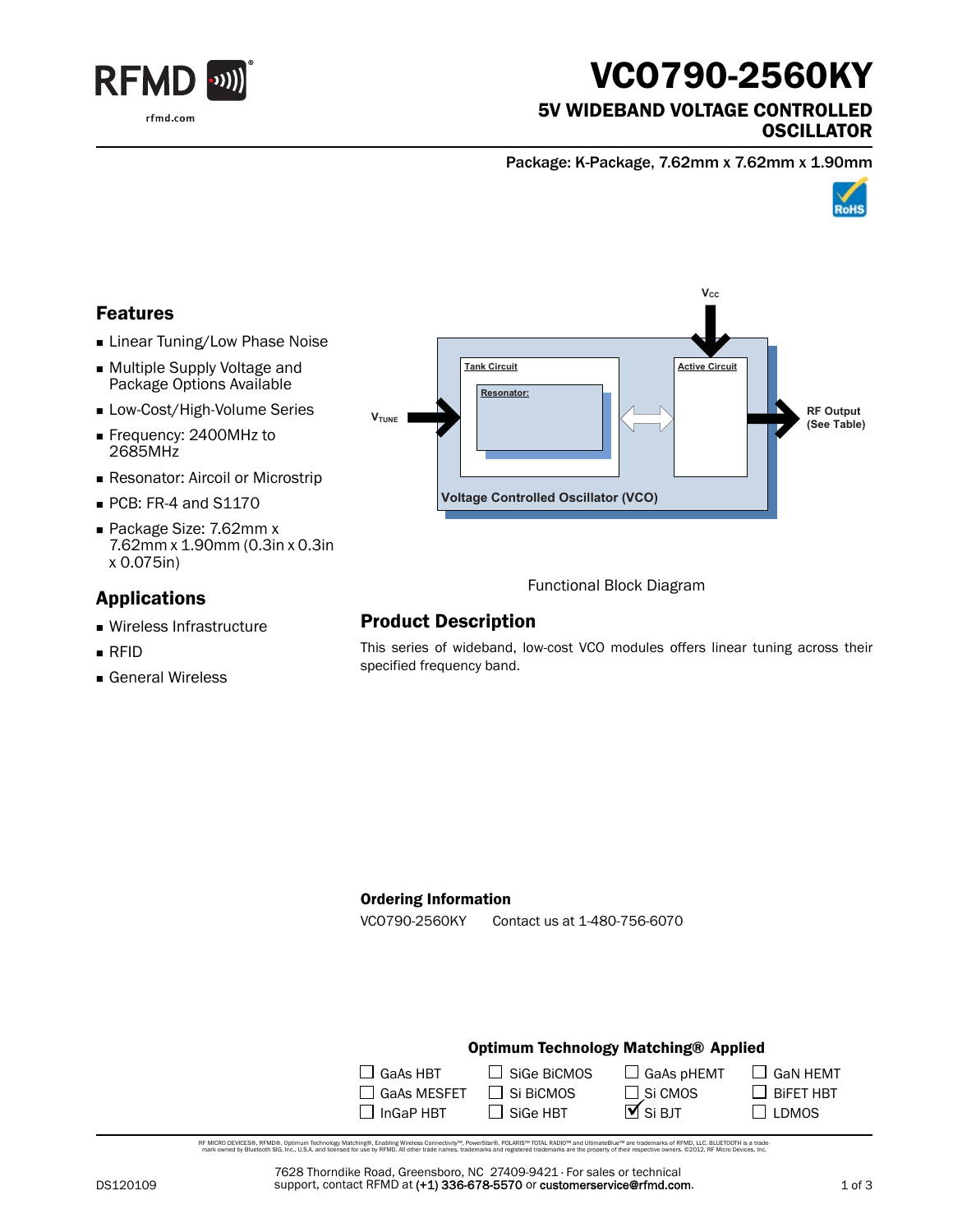# VCO790-2560KY

## 5V WIDEBAND VOLTAGE CONTROLLED OSCILLATOR

Package: K-Package, 7.62mm x 7.62mm x 1.90mm

## Features

- Linear Tuning/Low Phase Noise
- Multiple Supply Voltage and Package Options Available
- Low-Cost/High-Volume Series
- Frequency: 2400MHz to 2685MHz
- Resonator: Aircoil or Microstrip
- PCB: FR-4 and S1170
- Package Size: 7.62mm x 7.62mm x 1.90mm (0.3in x 0.3in x 0.075in)

## Applications

- Wireless Infrastructure
- RFID
- General Wireless

Functional Block Diagram

## Product Description

This series of wideband, low-cost VCO modules offers linear tuning across their specified frequency band.

### Ordering Information

VCO790-2560KY  Contact us at 1-480-756-6070

### Optimum Technology Matching® Applied

| | | | |
|---|---|---|---|
| ☐ GaAs HBT | ☐ SiGe BiCMOS | ☐ GaAs pHEMT | ☐ GaN HEMT |
| ☐ GaAs MESFET | ☐ Si BiCMOS | ☐ Si CMOS | ☐ BiFET HBT |
| ☐ InGaP HBT | ☐ SiGe HBT | ☑ Si BJT | ☐ LDMOS |

RF MICRO DEVICES®, RFMD®, Optimum Technology Matching®, Enabling Wireless Connectivity™, PowerStar®, POLARIS™ TOTAL RADIO™ and UltimateBlue™ are trademarks of RFMD, LLC. BLUETOOTH is a trademark owned by Bluetooth SIG, Inc., U.S.A. and licensed for use by RFMD. All other trade names, trademarks and registered trademarks are the property of their respective owners. ©2012, RF Micro Devices, Inc.

DS120109

7628 Thorndike Road, Greensboro, NC 27409-9421 · For sales or technical support, contact RFMD at (+1) 336-678-5570 or customerservice@rfmd.com.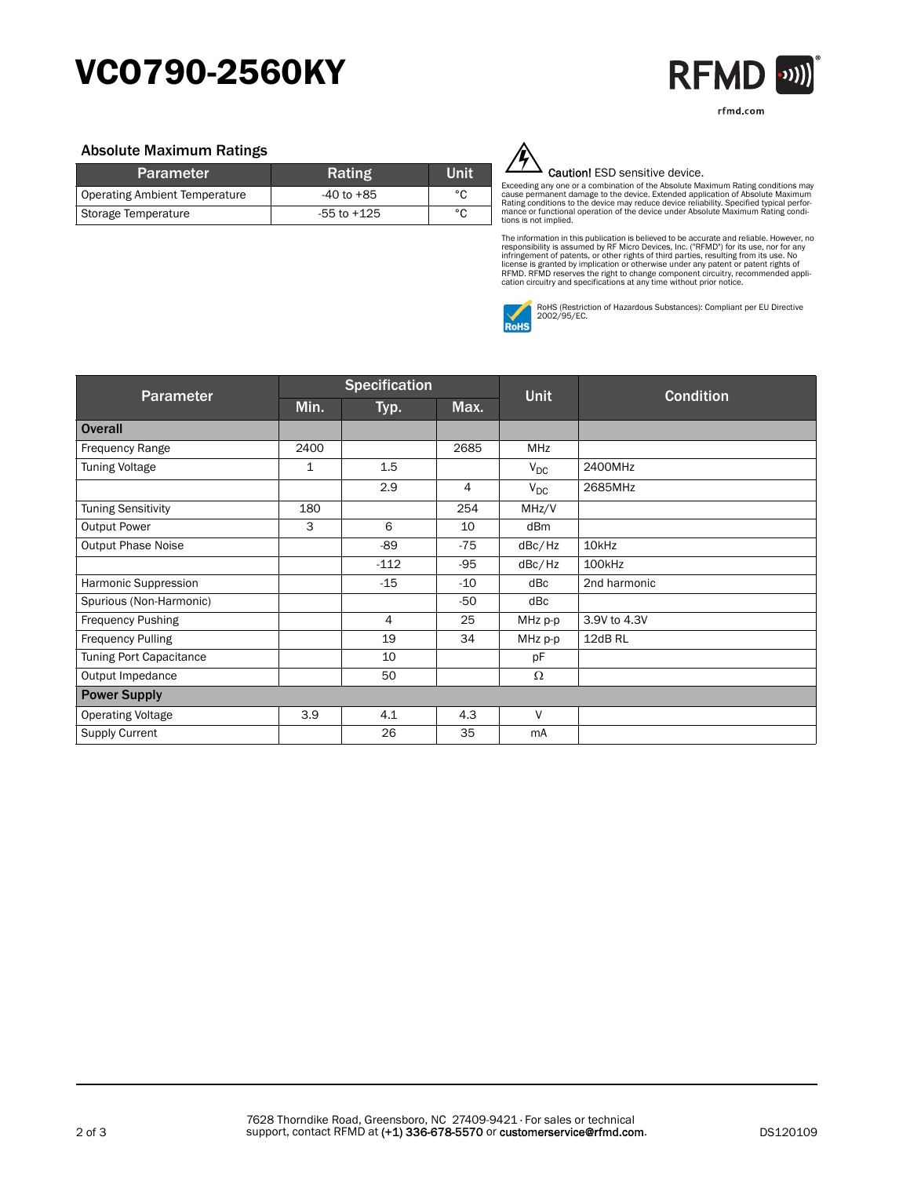# VCO790-2560KY

## Absolute Maximum Ratings

| Parameter | Rating | Unit |
|---|---|---|
| Operating Ambient Temperature | -40 to +85 | °C |
| Storage Temperature | -55 to +125 | °C |

**Caution!** ESD sensitive device.

Exceeding any one or a combination of the Absolute Maximum Rating conditions may cause permanent damage to the device. Extended application of Absolute Maximum Rating conditions to the device may reduce device reliability. Specified typical performance or functional operation of the device under Absolute Maximum Rating conditions is not implied.

The information in this publication is believed to be accurate and reliable. However, no responsibility is assumed by RF Micro Devices, Inc. ("RFMD") for its use, nor for any infringement of patents, or other rights of third parties, resulting from its use. No license is granted by implication or otherwise under any patent or patent rights of RFMD. RFMD reserves the right to change component circuitry, recommended application circuitry and specifications at any time without prior notice.

RoHS (Restriction of Hazardous Substances): Compliant per EU Directive 2002/95/EC.

| Parameter | Specification | | | Unit | Condition |
|---|---|---|---|---|---|
| | Min. | Typ. | Max. | | |
| **Overall** | | | | | |
| Frequency Range | 2400 | | 2685 | MHz | |
| Tuning Voltage | 1 | 1.5 | | $V_{DC}$ | 2400MHz |
| | | 2.9 | 4 | $V_{DC}$ | 2685MHz |
| Tuning Sensitivity | 180 | | 254 | MHz/V | |
| Output Power | 3 | 6 | 10 | dBm | |
| Output Phase Noise | | -89 | -75 | dBc/Hz | 10kHz |
| | | -112 | -95 | dBc/Hz | 100kHz |
| Harmonic Suppression | | -15 | -10 | dBc | 2nd harmonic |
| Spurious (Non-Harmonic) | | | -50 | dBc | |
| Frequency Pushing | | 4 | 25 | MHz p-p | 3.9V to 4.3V |
| Frequency Pulling | | 19 | 34 | MHz p-p | 12dB RL |
| Tuning Port Capacitance | | 10 | | pF | |
| Output Impedance | | 50 | | Ω | |
| **Power Supply** | | | | | |
| Operating Voltage | 3.9 | 4.1 | 4.3 | V | |
| Supply Current | | 26 | 35 | mA | |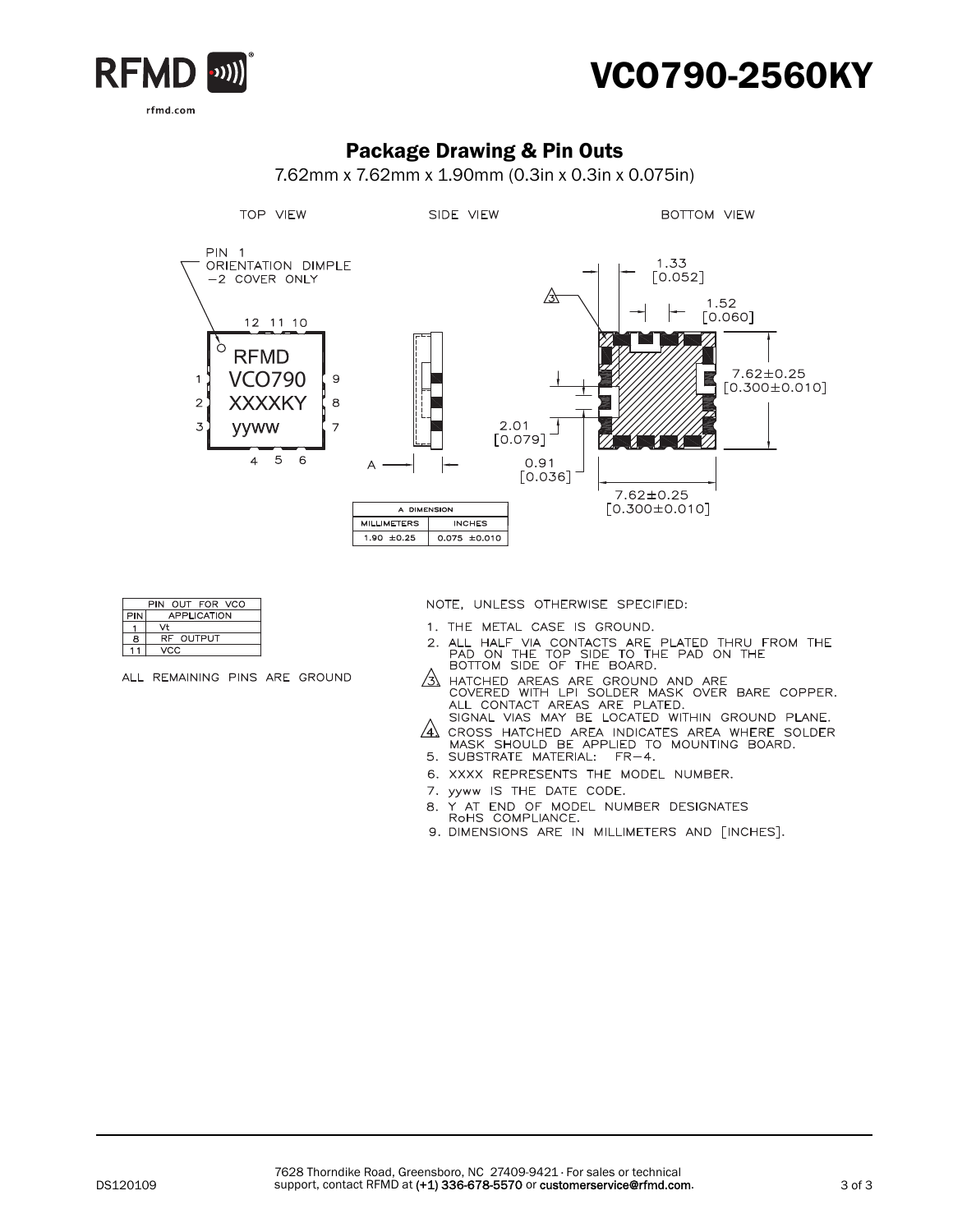## Package Drawing & Pin Outs

7.62mm x 7.62mm x 1.90mm (0.3in x 0.3in x 0.075in)

TOP VIEW

PIN 1
ORIENTATION DIMPLE
-2 COVER ONLY

12 11 10

RFMD
VCO790
XXXXKY
yyww

1 2 3 4 5 6 7 8 9

SIDE VIEW

A

| A DIMENSION | |
|---|---|
| MILLIMETERS | INCHES |
| 1.90 ±0.25 | 0.075 ±0.010 |

BOTTOM VIEW

1.33 [0.052]

1.52 [0.060]

7.62±0.25 [0.300±0.010]

2.01 [0.079]

0.91 [0.036]

7.62±0.25 [0.300±0.010]

| PIN OUT FOR VCO | |
|---|---|
| PIN | APPLICATION |
| 1 | Vt |
| 8 | RF OUTPUT |
| 11 | VCC |

ALL REMAINING PINS ARE GROUND

NOTE, UNLESS OTHERWISE SPECIFIED:

1. THE METAL CASE IS GROUND.
2. ALL HALF VIA CONTACTS ARE PLATED THRU FROM THE PAD ON THE TOP SIDE TO THE PAD ON THE BOTTOM SIDE OF THE BOARD.
3. HATCHED AREAS ARE GROUND AND ARE COVERED WITH LPI SOLDER MASK OVER BARE COPPER. ALL CONTACT AREAS ARE PLATED. SIGNAL VIAS MAY BE LOCATED WITHIN GROUND PLANE.
4. CROSS HATCHED AREA INDICATES AREA WHERE SOLDER MASK SHOULD BE APPLIED TO MOUNTING BOARD.
5. SUBSTRATE MATERIAL: FR-4.
6. XXXX REPRESENTS THE MODEL NUMBER.
7. yyww IS THE DATE CODE.
8. Y AT END OF MODEL NUMBER DESIGNATES RoHS COMPLIANCE.
9. DIMENSIONS ARE IN MILLIMETERS AND [INCHES].

DS120109

7628 Thorndike Road, Greensboro, NC 27409-9421 · For sales or technical support, contact RFMD at (+1) 336-678-5570 or customerservice@rfmd.com.